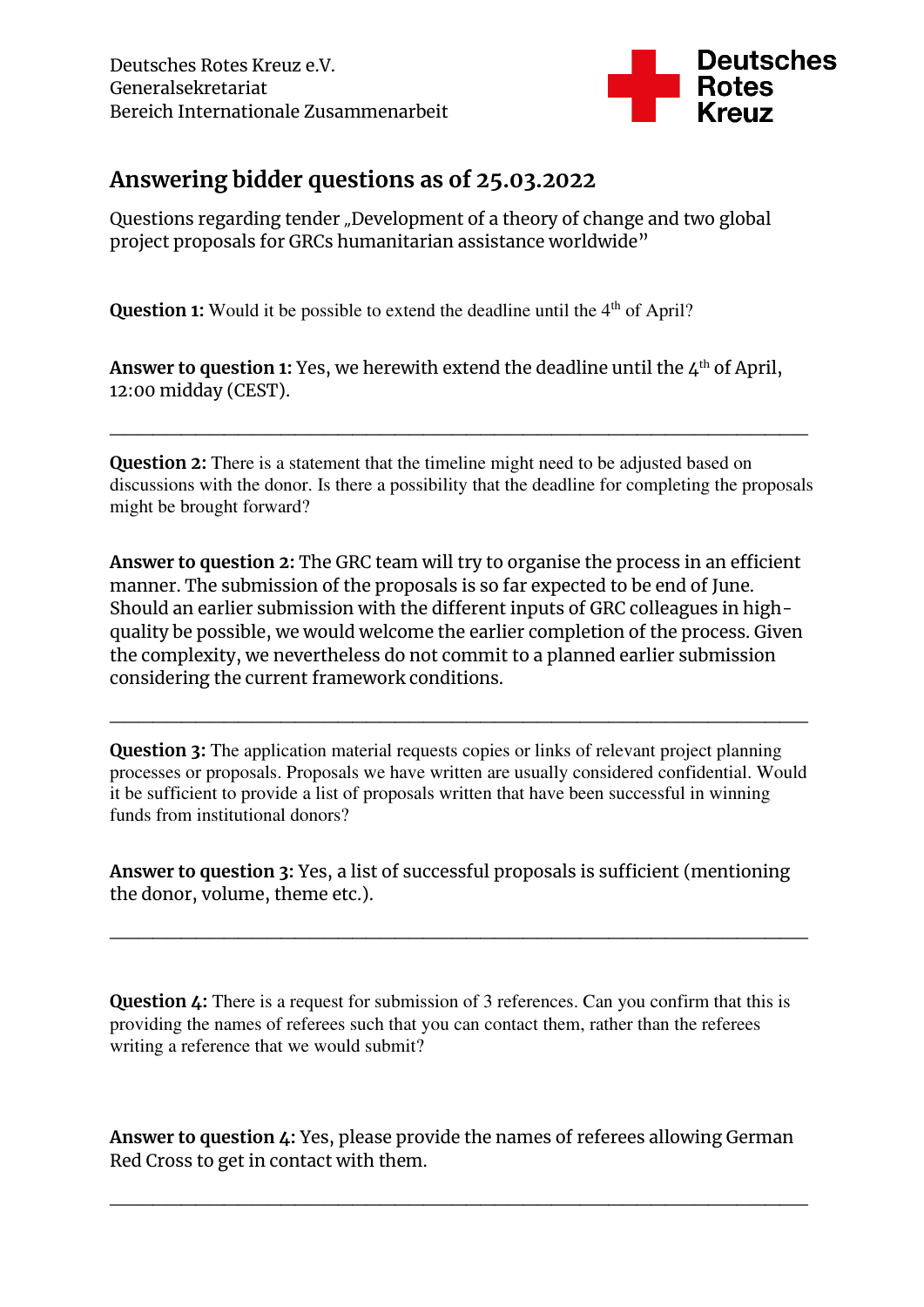Deutsches Rotes Kreuz e.V.
Generalsekretariat
Bereich Internationale Zusammenarbeit

Deutsches Rotes Kreuz

## Answering bidder questions as of 25.03.2022

Questions regarding tender „Development of a theory of change and two global project proposals for GRCs humanitarian assistance worldwide"

**Question 1:** Would it be possible to extend the deadline until the 4th of April?

**Answer to question 1:** Yes, we herewith extend the deadline until the 4th of April, 12:00 midday (CEST).

---

**Question 2:** There is a statement that the timeline might need to be adjusted based on discussions with the donor. Is there a possibility that the deadline for completing the proposals might be brought forward?

**Answer to question 2:** The GRC team will try to organise the process in an efficient manner. The submission of the proposals is so far expected to be end of June. Should an earlier submission with the different inputs of GRC colleagues in high-quality be possible, we would welcome the earlier completion of the process. Given the complexity, we nevertheless do not commit to a planned earlier submission considering the current framework conditions.

---

**Question 3:** The application material requests copies or links of relevant project planning processes or proposals. Proposals we have written are usually considered confidential. Would it be sufficient to provide a list of proposals written that have been successful in winning funds from institutional donors?

**Answer to question 3:** Yes, a list of successful proposals is sufficient (mentioning the donor, volume, theme etc.).

---

**Question 4:** There is a request for submission of 3 references. Can you confirm that this is providing the names of referees such that you can contact them, rather than the referees writing a reference that we would submit?

**Answer to question 4:** Yes, please provide the names of referees allowing German Red Cross to get in contact with them.

---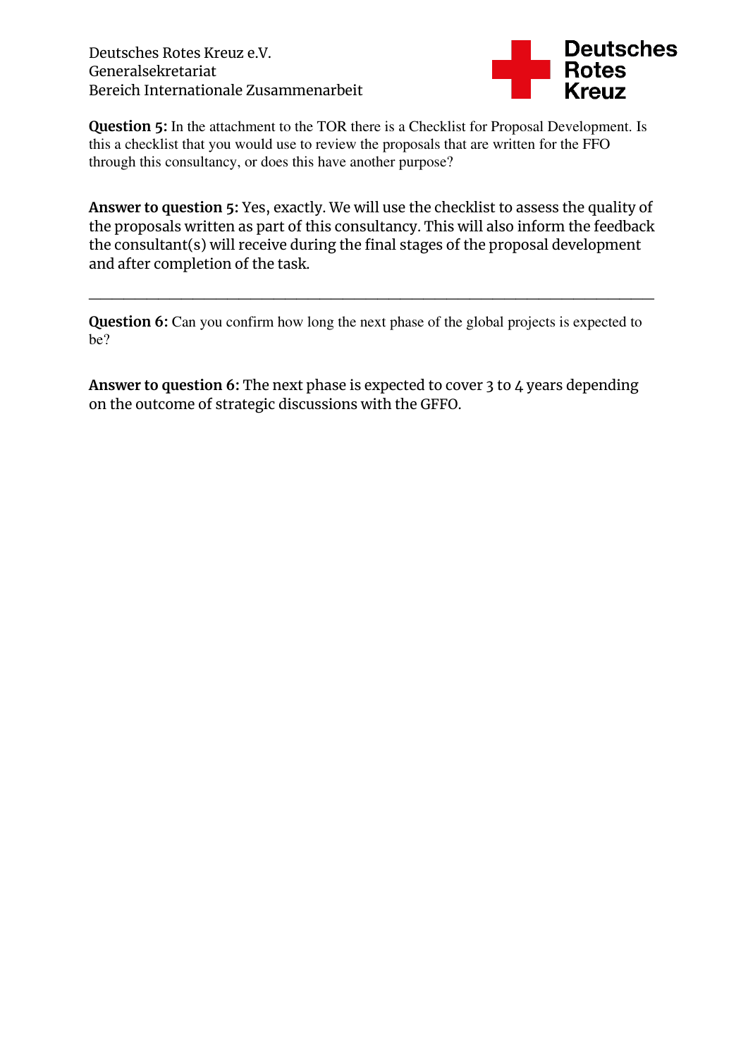**Question 5:** In the attachment to the TOR there is a Checklist for Proposal Development. Is this a checklist that you would use to review the proposals that are written for the FFO through this consultancy, or does this have another purpose?

**Answer to question 5:** Yes, exactly. We will use the checklist to assess the quality of the proposals written as part of this consultancy. This will also inform the feedback the consultant(s) will receive during the final stages of the proposal development and after completion of the task.

---

**Question 6:** Can you confirm how long the next phase of the global projects is expected to be?

**Answer to question 6:** The next phase is expected to cover 3 to 4 years depending on the outcome of strategic discussions with the GFFO.